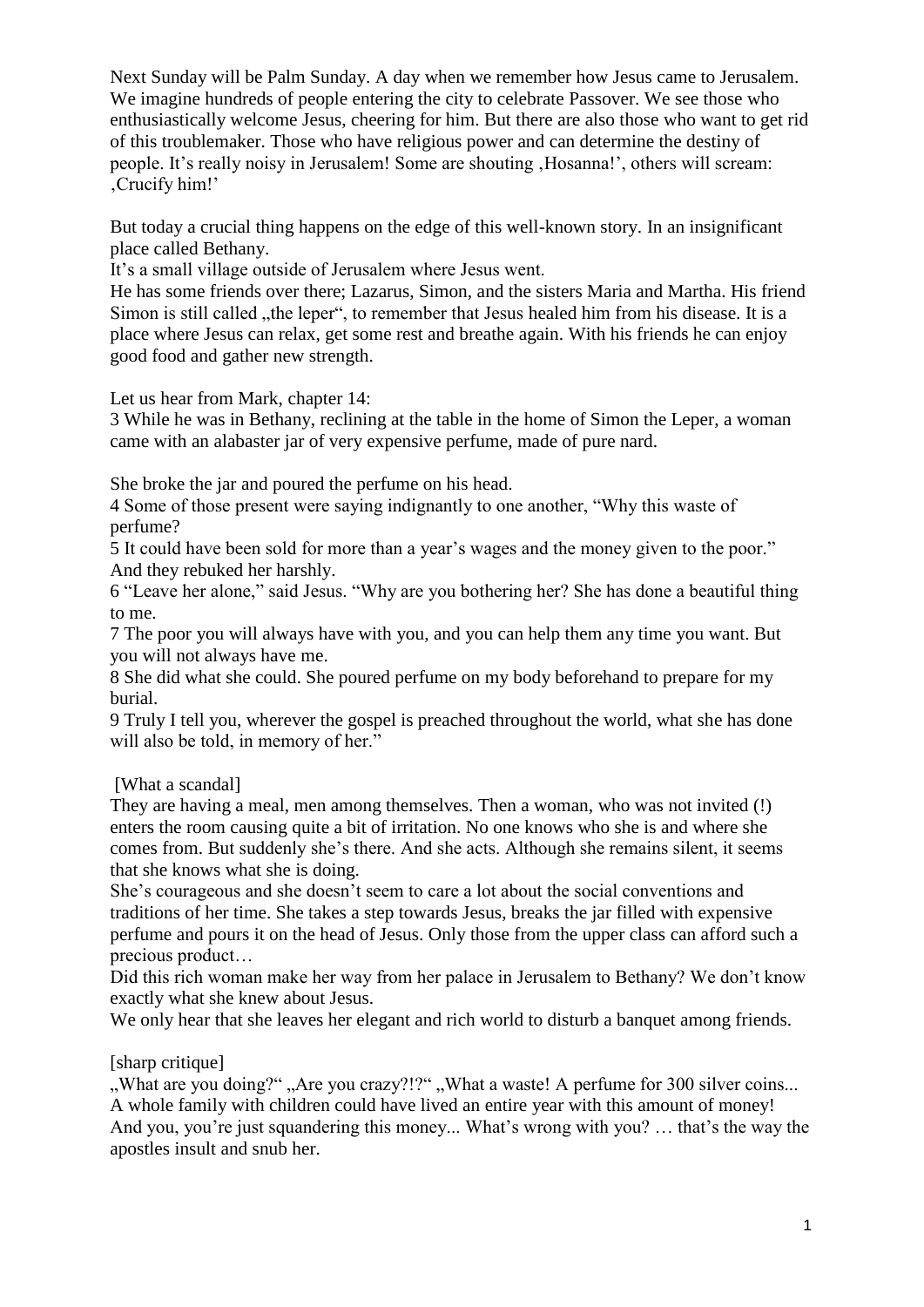Next Sunday will be Palm Sunday. A day when we remember how Jesus came to Jerusalem. We imagine hundreds of people entering the city to celebrate Passover. We see those who enthusiastically welcome Jesus, cheering for him. But there are also those who want to get rid of this troublemaker. Those who have religious power and can determine the destiny of people. It's really noisy in Jerusalem! Some are shouting ‚Hosanna!', others will scream: ‚Crucify him!'

But today a crucial thing happens on the edge of this well-known story. In an insignificant place called Bethany.

It's a small village outside of Jerusalem where Jesus went.

He has some friends over there; Lazarus, Simon, and the sisters Maria and Martha. His friend Simon is still called „the leper", to remember that Jesus healed him from his disease. It is a place where Jesus can relax, get some rest and breathe again. With his friends he can enjoy good food and gather new strength.

Let us hear from Mark, chapter 14:

3 While he was in Bethany, reclining at the table in the home of Simon the Leper, a woman came with an alabaster jar of very expensive perfume, made of pure nard.

She broke the jar and poured the perfume on his head.

4 Some of those present were saying indignantly to one another, "Why this waste of perfume?

5 It could have been sold for more than a year's wages and the money given to the poor." And they rebuked her harshly.

6 "Leave her alone," said Jesus. "Why are you bothering her? She has done a beautiful thing to me.

7 The poor you will always have with you, and you can help them any time you want. But you will not always have me.

8 She did what she could. She poured perfume on my body beforehand to prepare for my burial.

9 Truly I tell you, wherever the gospel is preached throughout the world, what she has done will also be told, in memory of her."

[What a scandal]

They are having a meal, men among themselves. Then a woman, who was not invited (!) enters the room causing quite a bit of irritation. No one knows who she is and where she comes from. But suddenly she's there. And she acts. Although she remains silent, it seems that she knows what she is doing.

She's courageous and she doesn't seem to care a lot about the social conventions and traditions of her time. She takes a step towards Jesus, breaks the jar filled with expensive perfume and pours it on the head of Jesus. Only those from the upper class can afford such a precious product…

Did this rich woman make her way from her palace in Jerusalem to Bethany? We don't know exactly what she knew about Jesus.

We only hear that she leaves her elegant and rich world to disturb a banquet among friends.

[sharp critique]

„What are you doing?" „Are you crazy?!?" „What a waste! A perfume for 300 silver coins... A whole family with children could have lived an entire year with this amount of money! And you, you're just squandering this money... What's wrong with you? … that's the way the apostles insult and snub her.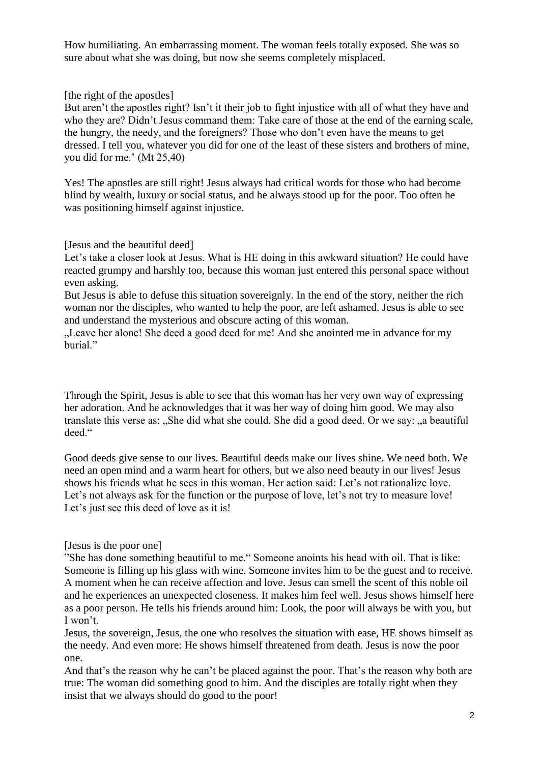How humiliating. An embarrassing moment. The woman feels totally exposed. She was so sure about what she was doing, but now she seems completely misplaced.

[the right of the apostles]
But aren't the apostles right? Isn't it their job to fight injustice with all of what they have and who they are? Didn't Jesus command them: Take care of those at the end of the earning scale, the hungry, the needy, and the foreigners? Those who don't even have the means to get dressed. I tell you, whatever you did for one of the least of these sisters and brothers of mine, you did for me.' (Mt 25,40)

Yes! The apostles are still right! Jesus always had critical words for those who had become blind by wealth, luxury or social status, and he always stood up for the poor. Too often he was positioning himself against injustice.

[Jesus and the beautiful deed]
Let's take a closer look at Jesus. What is HE doing in this awkward situation? He could have reacted grumpy and harshly too, because this woman just entered this personal space without even asking.
But Jesus is able to defuse this situation sovereignly. In the end of the story, neither the rich woman nor the disciples, who wanted to help the poor, are left ashamed. Jesus is able to see and understand the mysterious and obscure acting of this woman.
„Leave her alone! She deed a good deed for me! And she anointed me in advance for my burial."

Through the Spirit, Jesus is able to see that this woman has her very own way of expressing her adoration. And he acknowledges that it was her way of doing him good. We may also translate this verse as: „She did what she could. She did a good deed. Or we say: „a beautiful deed."

Good deeds give sense to our lives. Beautiful deeds make our lives shine. We need both. We need an open mind and a warm heart for others, but we also need beauty in our lives! Jesus shows his friends what he sees in this woman. Her action said: Let's not rationalize love. Let's not always ask for the function or the purpose of love, let's not try to measure love! Let's just see this deed of love as it is!

[Jesus is the poor one]
"She has done something beautiful to me." Someone anoints his head with oil. That is like: Someone is filling up his glass with wine. Someone invites him to be the guest and to receive. A moment when he can receive affection and love. Jesus can smell the scent of this noble oil and he experiences an unexpected closeness. It makes him feel well. Jesus shows himself here as a poor person. He tells his friends around him: Look, the poor will always be with you, but I won't.
Jesus, the sovereign, Jesus, the one who resolves the situation with ease, HE shows himself as the needy. And even more: He shows himself threatened from death. Jesus is now the poor one.
And that's the reason why he can't be placed against the poor. That's the reason why both are true: The woman did something good to him. And the disciples are totally right when they insist that we always should do good to the poor!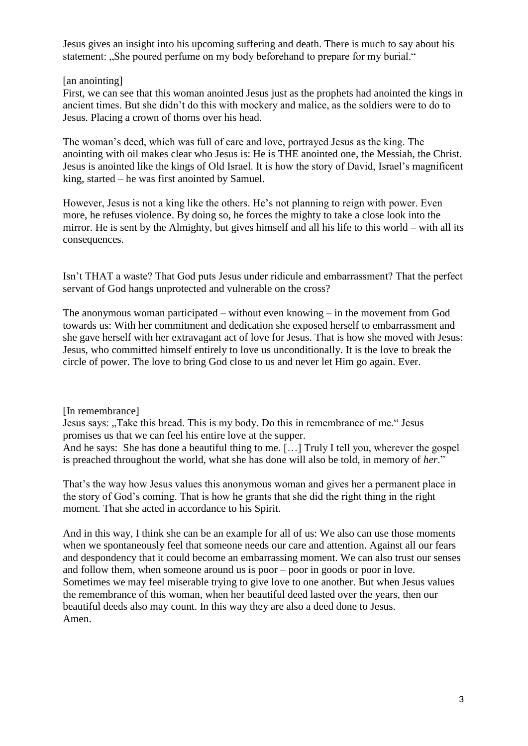Jesus gives an insight into his upcoming suffering and death. There is much to say about his statement: „She poured perfume on my body beforehand to prepare for my burial."

[an anointing]

First, we can see that this woman anointed Jesus just as the prophets had anointed the kings in ancient times. But she didn't do this with mockery and malice, as the soldiers were to do to Jesus. Placing a crown of thorns over his head.

The woman's deed, which was full of care and love, portrayed Jesus as the king. The anointing with oil makes clear who Jesus is: He is THE anointed one, the Messiah, the Christ. Jesus is anointed like the kings of Old Israel. It is how the story of David, Israel's magnificent king, started – he was first anointed by Samuel.

However, Jesus is not a king like the others. He's not planning to reign with power. Even more, he refuses violence. By doing so, he forces the mighty to take a close look into the mirror. He is sent by the Almighty, but gives himself and all his life to this world – with all its consequences.

Isn't THAT a waste? That God puts Jesus under ridicule and embarrassment? That the perfect servant of God hangs unprotected and vulnerable on the cross?

The anonymous woman participated – without even knowing – in the movement from God towards us: With her commitment and dedication she exposed herself to embarrassment and she gave herself with her extravagant act of love for Jesus. That is how she moved with Jesus: Jesus, who committed himself entirely to love us unconditionally. It is the love to break the circle of power. The love to bring God close to us and never let Him go again. Ever.

[In remembrance]

Jesus says: „Take this bread. This is my body. Do this in remembrance of me." Jesus promises us that we can feel his entire love at the supper.
And he says: She has done a beautiful thing to me. […] Truly I tell you, wherever the gospel is preached throughout the world, what she has done will also be told, in memory of *her*."

That's the way how Jesus values this anonymous woman and gives her a permanent place in the story of God's coming. That is how he grants that she did the right thing in the right moment. That she acted in accordance to his Spirit.

And in this way, I think she can be an example for all of us: We also can use those moments when we spontaneously feel that someone needs our care and attention. Against all our fears and despondency that it could become an embarrassing moment. We can also trust our senses and follow them, when someone around us is poor – poor in goods or poor in love. Sometimes we may feel miserable trying to give love to one another. But when Jesus values the remembrance of this woman, when her beautiful deed lasted over the years, then our beautiful deeds also may count. In this way they are also a deed done to Jesus.
Amen.